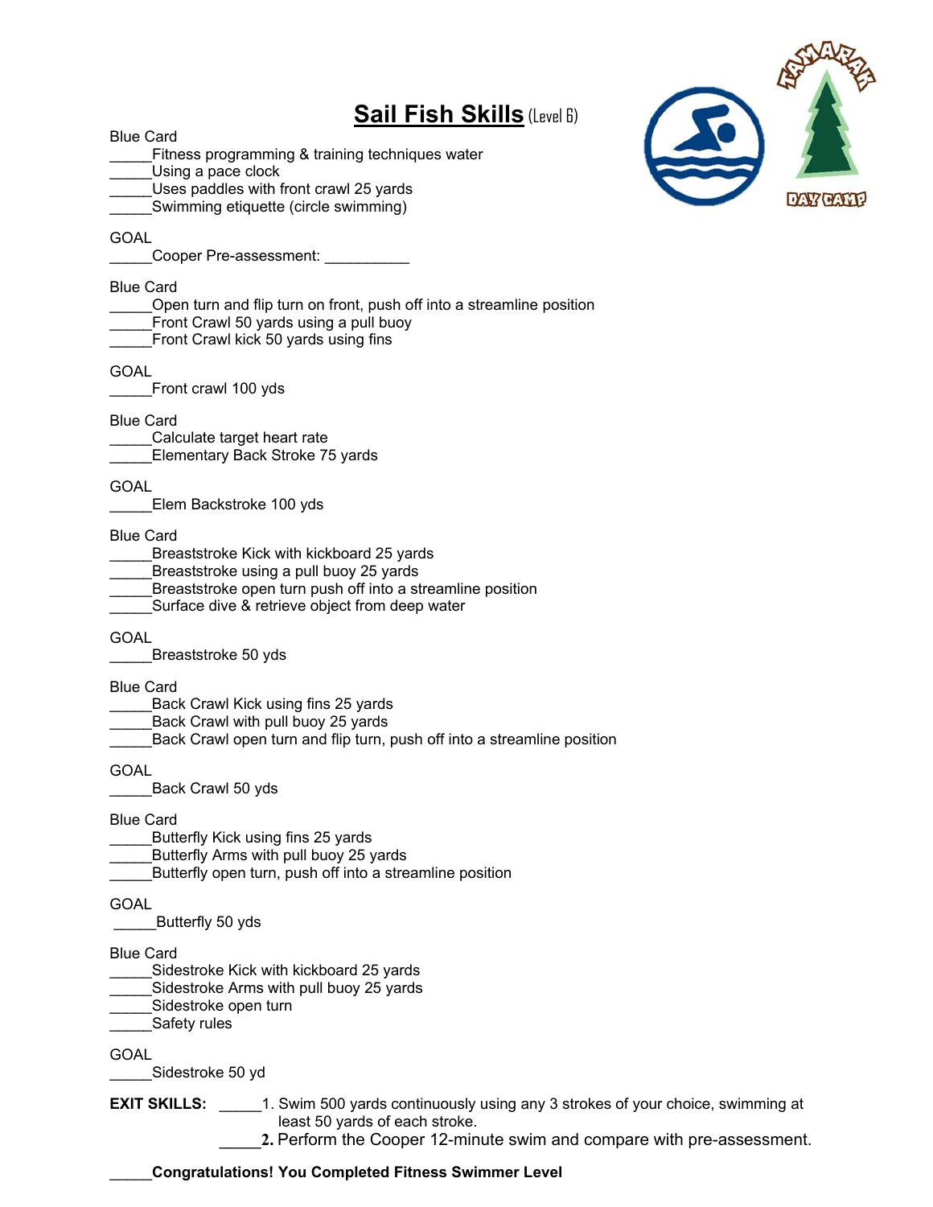# Sail Fish Skills (Level 6)

Blue Card

_____Fitness programming & training techniques water
_____Using a pace clock
_____Uses paddles with front crawl 25 yards
_____Swimming etiquette (circle swimming)

GOAL

_____Cooper Pre-assessment: __________

Blue Card

_____Open turn and flip turn on front, push off into a streamline position
_____Front Crawl 50 yards using a pull buoy
_____Front Crawl kick 50 yards using fins

GOAL

_____Front crawl 100 yds

Blue Card

_____Calculate target heart rate
_____Elementary Back Stroke 75 yards

GOAL

_____Elem Backstroke 100 yds

Blue Card

_____Breaststroke Kick with kickboard 25 yards
_____Breaststroke using a pull buoy 25 yards
_____Breaststroke open turn push off into a streamline position
_____Surface dive & retrieve object from deep water

GOAL

_____Breaststroke 50 yds

Blue Card

_____Back Crawl Kick using fins 25 yards
_____Back Crawl with pull buoy 25 yards
_____Back Crawl open turn and flip turn, push off into a streamline position

GOAL

_____Back Crawl 50 yds

Blue Card

_____Butterfly Kick using fins 25 yards
_____Butterfly Arms with pull buoy 25 yards
_____Butterfly open turn, push off into a streamline position

GOAL

_____Butterfly 50 yds

Blue Card

_____Sidestroke Kick with kickboard 25 yards
_____Sidestroke Arms with pull buoy 25 yards
_____Sidestroke open turn
_____Safety rules

GOAL

_____Sidestroke 50 yd

**EXIT SKILLS:** _____1. Swim 500 yards continuously using any 3 strokes of your choice, swimming at least 50 yards of each stroke.

_____**2.** Perform the Cooper 12-minute swim and compare with pre-assessment.

_____**Congratulations! You Completed Fitness Swimmer Level**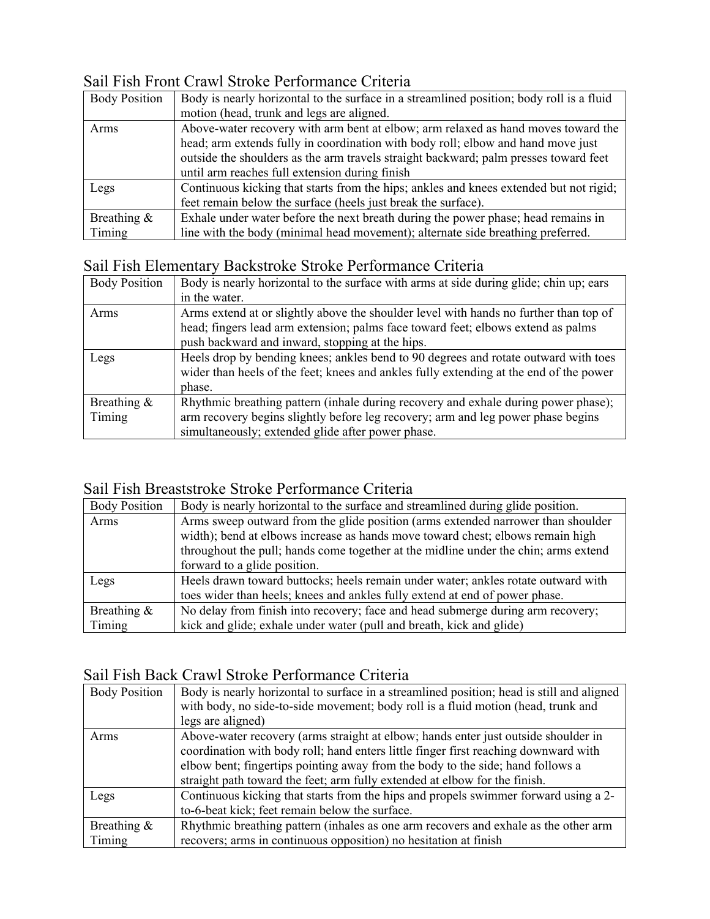## Sail Fish Front Crawl Stroke Performance Criteria

| | |
|---|---|
| Body Position | Body is nearly horizontal to the surface in a streamlined position; body roll is a fluid motion (head, trunk and legs are aligned. |
| Arms | Above-water recovery with arm bent at elbow; arm relaxed as hand moves toward the head; arm extends fully in coordination with body roll; elbow and hand move just outside the shoulders as the arm travels straight backward; palm presses toward feet until arm reaches full extension during finish |
| Legs | Continuous kicking that starts from the hips; ankles and knees extended but not rigid; feet remain below the surface (heels just break the surface). |
| Breathing & Timing | Exhale under water before the next breath during the power phase; head remains in line with the body (minimal head movement); alternate side breathing preferred. |

## Sail Fish Elementary Backstroke Stroke Performance Criteria

| | |
|---|---|
| Body Position | Body is nearly horizontal to the surface with arms at side during glide; chin up; ears in the water. |
| Arms | Arms extend at or slightly above the shoulder level with hands no further than top of head; fingers lead arm extension; palms face toward feet; elbows extend as palms push backward and inward, stopping at the hips. |
| Legs | Heels drop by bending knees; ankles bend to 90 degrees and rotate outward with toes wider than heels of the feet; knees and ankles fully extending at the end of the power phase. |
| Breathing & Timing | Rhythmic breathing pattern (inhale during recovery and exhale during power phase); arm recovery begins slightly before leg recovery; arm and leg power phase begins simultaneously; extended glide after power phase. |

## Sail Fish Breaststroke Stroke Performance Criteria

| | |
|---|---|
| Body Position | Body is nearly horizontal to the surface and streamlined during glide position. |
| Arms | Arms sweep outward from the glide position (arms extended narrower than shoulder width); bend at elbows increase as hands move toward chest; elbows remain high throughout the pull; hands come together at the midline under the chin; arms extend forward to a glide position. |
| Legs | Heels drawn toward buttocks; heels remain under water; ankles rotate outward with toes wider than heels; knees and ankles fully extend at end of power phase. |
| Breathing & Timing | No delay from finish into recovery; face and head submerge during arm recovery; kick and glide; exhale under water (pull and breath, kick and glide) |

## Sail Fish Back Crawl Stroke Performance Criteria

| | |
|---|---|
| Body Position | Body is nearly horizontal to surface in a streamlined position; head is still and aligned with body, no side-to-side movement; body roll is a fluid motion (head, trunk and legs are aligned) |
| Arms | Above-water recovery (arms straight at elbow; hands enter just outside shoulder in coordination with body roll; hand enters little finger first reaching downward with elbow bent; fingertips pointing away from the body to the side; hand follows a straight path toward the feet; arm fully extended at elbow for the finish. |
| Legs | Continuous kicking that starts from the hips and propels swimmer forward using a 2-to-6-beat kick; feet remain below the surface. |
| Breathing & Timing | Rhythmic breathing pattern (inhales as one arm recovers and exhale as the other arm recovers; arms in continuous opposition) no hesitation at finish |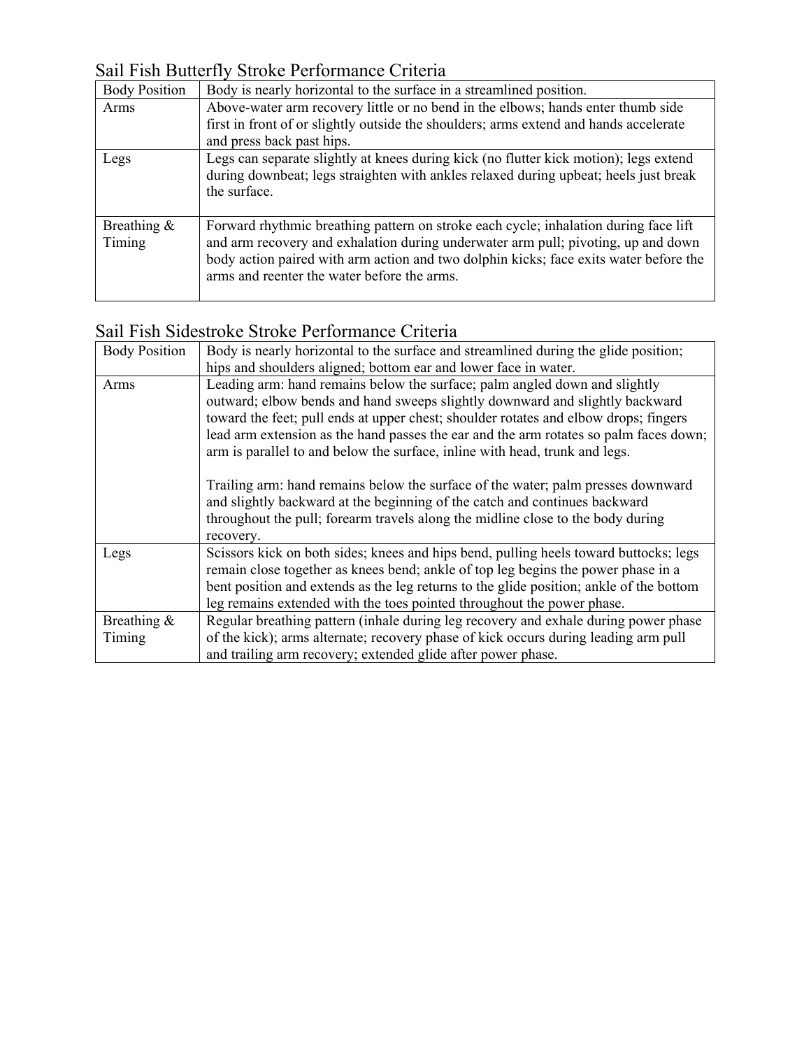## Sail Fish Butterfly Stroke Performance Criteria

| | |
|---|---|
| Body Position | Body is nearly horizontal to the surface in a streamlined position. |
| Arms | Above-water arm recovery little or no bend in the elbows; hands enter thumb side first in front of or slightly outside the shoulders; arms extend and hands accelerate and press back past hips. |
| Legs | Legs can separate slightly at knees during kick (no flutter kick motion); legs extend during downbeat; legs straighten with ankles relaxed during upbeat; heels just break the surface. |
| Breathing & Timing | Forward rhythmic breathing pattern on stroke each cycle; inhalation during face lift and arm recovery and exhalation during underwater arm pull; pivoting, up and down body action paired with arm action and two dolphin kicks; face exits water before the arms and reenter the water before the arms. |

## Sail Fish Sidestroke Stroke Performance Criteria

| | |
|---|---|
| Body Position | Body is nearly horizontal to the surface and streamlined during the glide position; hips and shoulders aligned; bottom ear and lower face in water. |
| Arms | Leading arm: hand remains below the surface; palm angled down and slightly outward; elbow bends and hand sweeps slightly downward and slightly backward toward the feet; pull ends at upper chest; shoulder rotates and elbow drops; fingers lead arm extension as the hand passes the ear and the arm rotates so palm faces down; arm is parallel to and below the surface, inline with head, trunk and legs.<br><br>Trailing arm: hand remains below the surface of the water; palm presses downward and slightly backward at the beginning of the catch and continues backward throughout the pull; forearm travels along the midline close to the body during recovery. |
| Legs | Scissors kick on both sides; knees and hips bend, pulling heels toward buttocks; legs remain close together as knees bend; ankle of top leg begins the power phase in a bent position and extends as the leg returns to the glide position; ankle of the bottom leg remains extended with the toes pointed throughout the power phase. |
| Breathing & Timing | Regular breathing pattern (inhale during leg recovery and exhale during power phase of the kick); arms alternate; recovery phase of kick occurs during leading arm pull and trailing arm recovery; extended glide after power phase. |